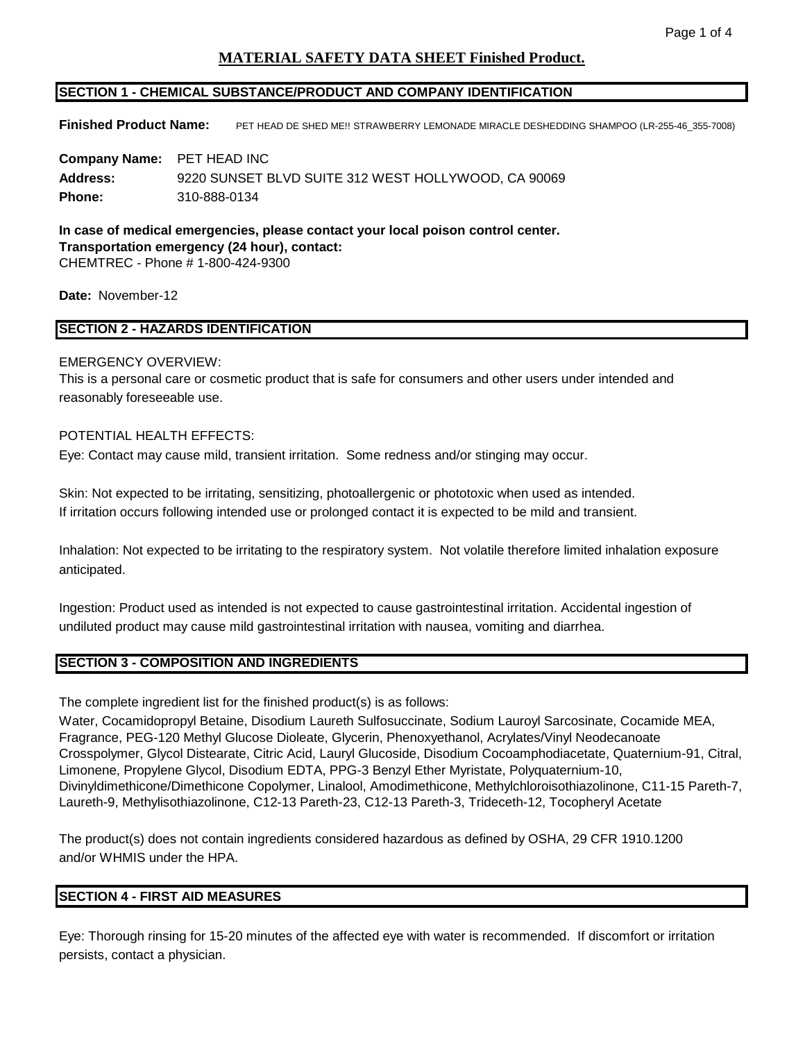# MATERIAL SAFETY DATA SHEET Finished Product.

## SECTION 1 - CHEMICAL SUBSTANCE/PRODUCT AND COMPANY IDENTIFICATION

**Finished Product Name:** PET HEAD DE SHED ME!! STRAWBERRY LEMONADE MIRACLE DESHEDDING SHAMPOO (LR-255-46_355-7008)

**Company Name:** PET HEAD INC
**Address:** 9220 SUNSET BLVD SUITE 312 WEST HOLLYWOOD, CA 90069
**Phone:** 310-888-0134

**In case of medical emergencies, please contact your local poison control center.**
**Transportation emergency (24 hour), contact:**
CHEMTREC - Phone # 1-800-424-9300

**Date:** November-12

## SECTION 2 - HAZARDS IDENTIFICATION

EMERGENCY OVERVIEW:
This is a personal care or cosmetic product that is safe for consumers and other users under intended and reasonably foreseeable use.

POTENTIAL HEALTH EFFECTS:
Eye: Contact may cause mild, transient irritation. Some redness and/or stinging may occur.

Skin: Not expected to be irritating, sensitizing, photoallergenic or phototoxic when used as intended. If irritation occurs following intended use or prolonged contact it is expected to be mild and transient.

Inhalation: Not expected to be irritating to the respiratory system. Not volatile therefore limited inhalation exposure anticipated.

Ingestion: Product used as intended is not expected to cause gastrointestinal irritation. Accidental ingestion of undiluted product may cause mild gastrointestinal irritation with nausea, vomiting and diarrhea.

## SECTION 3 - COMPOSITION AND INGREDIENTS

The complete ingredient list for the finished product(s) is as follows:
Water, Cocamidopropyl Betaine, Disodium Laureth Sulfosuccinate, Sodium Lauroyl Sarcosinate, Cocamide MEA, Fragrance, PEG-120 Methyl Glucose Dioleate, Glycerin, Phenoxyethanol, Acrylates/Vinyl Neodecanoate Crosspolymer, Glycol Distearate, Citric Acid, Lauryl Glucoside, Disodium Cocoamphodiacetate, Quaternium-91, Citral, Limonene, Propylene Glycol, Disodium EDTA, PPG-3 Benzyl Ether Myristate, Polyquaternium-10, Divinyldimethicone/Dimethicone Copolymer, Linalool, Amodimethicone, Methylchloroisothiazolinone, C11-15 Pareth-7, Laureth-9, Methylisothiazolinone, C12-13 Pareth-23, C12-13 Pareth-3, Trideceth-12, Tocopheryl Acetate

The product(s) does not contain ingredients considered hazardous as defined by OSHA, 29 CFR 1910.1200 and/or WHMIS under the HPA.

## SECTION 4 - FIRST AID MEASURES

Eye: Thorough rinsing for 15-20 minutes of the affected eye with water is recommended. If discomfort or irritation persists, contact a physician.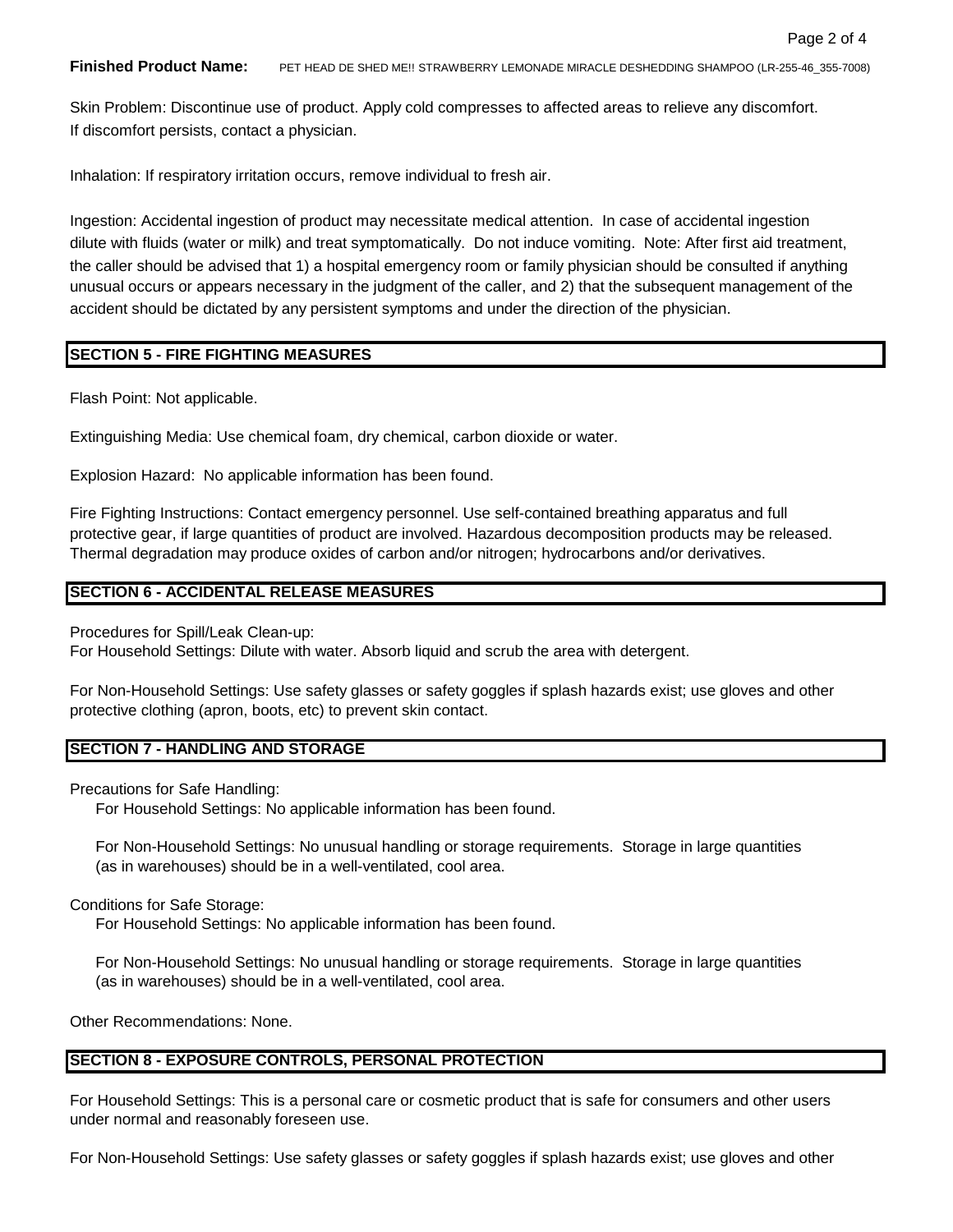**Finished Product Name:** PET HEAD DE SHED ME!! STRAWBERRY LEMONADE MIRACLE DESHEDDING SHAMPOO (LR-255-46_355-7008)

Skin Problem: Discontinue use of product. Apply cold compresses to affected areas to relieve any discomfort. If discomfort persists, contact a physician.

Inhalation: If respiratory irritation occurs, remove individual to fresh air.

Ingestion: Accidental ingestion of product may necessitate medical attention. In case of accidental ingestion dilute with fluids (water or milk) and treat symptomatically. Do not induce vomiting. Note: After first aid treatment, the caller should be advised that 1) a hospital emergency room or family physician should be consulted if anything unusual occurs or appears necessary in the judgment of the caller, and 2) that the subsequent management of the accident should be dictated by any persistent symptoms and under the direction of the physician.

## SECTION 5 - FIRE FIGHTING MEASURES

Flash Point: Not applicable.

Extinguishing Media: Use chemical foam, dry chemical, carbon dioxide or water.

Explosion Hazard: No applicable information has been found.

Fire Fighting Instructions: Contact emergency personnel. Use self-contained breathing apparatus and full protective gear, if large quantities of product are involved. Hazardous decomposition products may be released. Thermal degradation may produce oxides of carbon and/or nitrogen; hydrocarbons and/or derivatives.

## SECTION 6 - ACCIDENTAL RELEASE MEASURES

Procedures for Spill/Leak Clean-up:
For Household Settings: Dilute with water. Absorb liquid and scrub the area with detergent.

For Non-Household Settings: Use safety glasses or safety goggles if splash hazards exist; use gloves and other protective clothing (apron, boots, etc) to prevent skin contact.

## SECTION 7 - HANDLING AND STORAGE

Precautions for Safe Handling:

For Household Settings: No applicable information has been found.

For Non-Household Settings: No unusual handling or storage requirements. Storage in large quantities (as in warehouses) should be in a well-ventilated, cool area.

Conditions for Safe Storage:

For Household Settings: No applicable information has been found.

For Non-Household Settings: No unusual handling or storage requirements. Storage in large quantities (as in warehouses) should be in a well-ventilated, cool area.

Other Recommendations: None.

## SECTION 8 - EXPOSURE CONTROLS, PERSONAL PROTECTION

For Household Settings: This is a personal care or cosmetic product that is safe for consumers and other users under normal and reasonably foreseen use.

For Non-Household Settings: Use safety glasses or safety goggles if splash hazards exist; use gloves and other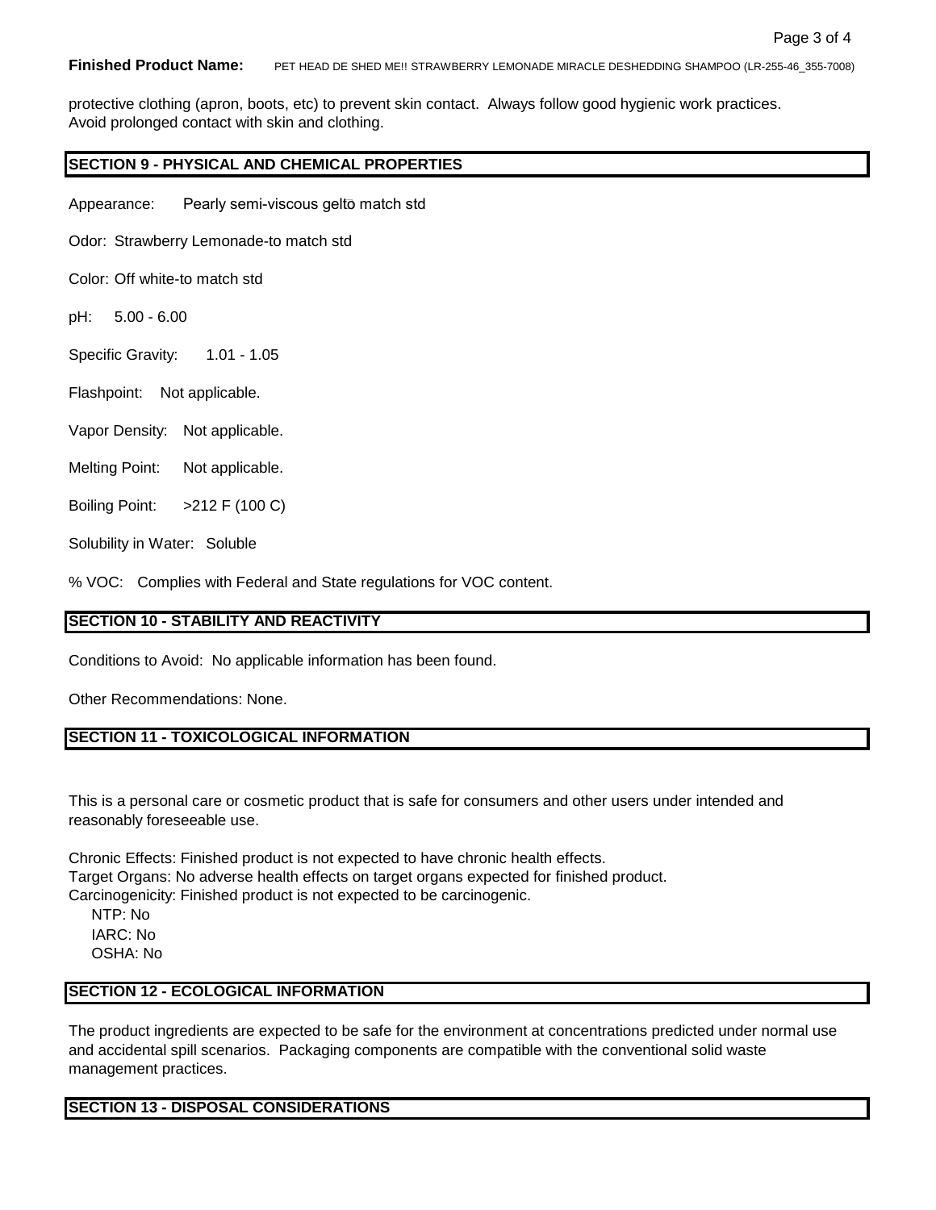**Finished Product Name:** PET HEAD DE SHED ME!! STRAWBERRY LEMONADE MIRACLE DESHEDDING SHAMPOO (LR-255-46_355-7008)

protective clothing (apron, boots, etc) to prevent skin contact. Always follow good hygienic work practices. Avoid prolonged contact with skin and clothing.

## SECTION 9 - PHYSICAL AND CHEMICAL PROPERTIES

Appearance: Pearly semi-viscous gelto match std

Odor: Strawberry Lemonade-to match std

Color: Off white-to match std

pH: 5.00 - 6.00

Specific Gravity: 1.01 - 1.05

Flashpoint: Not applicable.

Vapor Density: Not applicable.

Melting Point: Not applicable.

Boiling Point: >212 F (100 C)

Solubility in Water: Soluble

% VOC: Complies with Federal and State regulations for VOC content.

## SECTION 10 - STABILITY AND REACTIVITY

Conditions to Avoid: No applicable information has been found.

Other Recommendations: None.

## SECTION 11 - TOXICOLOGICAL INFORMATION

This is a personal care or cosmetic product that is safe for consumers and other users under intended and reasonably foreseeable use.

Chronic Effects: Finished product is not expected to have chronic health effects.
Target Organs: No adverse health effects on target organs expected for finished product.
Carcinogenicity: Finished product is not expected to be carcinogenic.
NTP: No
IARC: No
OSHA: No

## SECTION 12 - ECOLOGICAL INFORMATION

The product ingredients are expected to be safe for the environment at concentrations predicted under normal use and accidental spill scenarios. Packaging components are compatible with the conventional solid waste management practices.

## SECTION 13 - DISPOSAL CONSIDERATIONS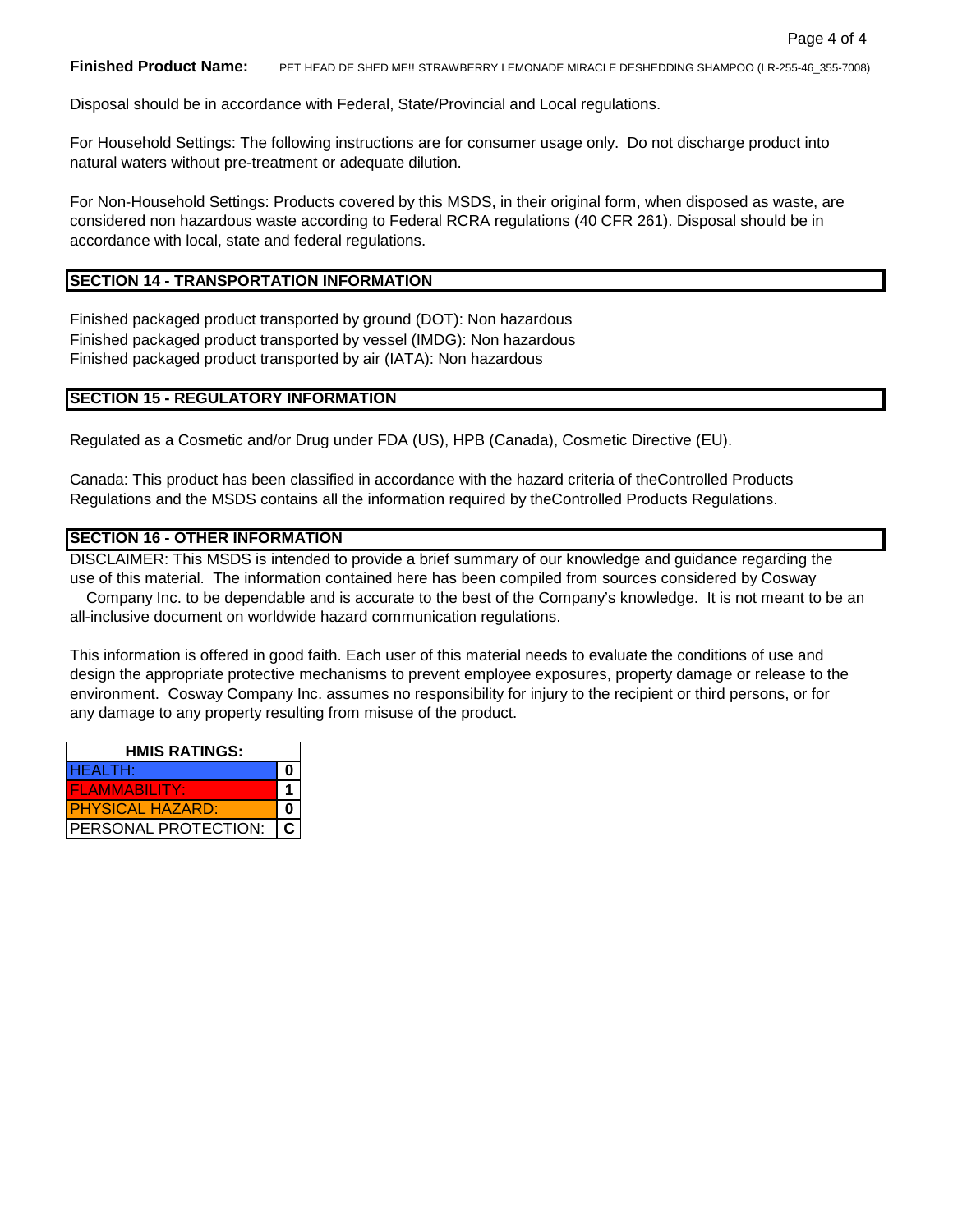**Finished Product Name:** PET HEAD DE SHED ME!! STRAWBERRY LEMONADE MIRACLE DESHEDDING SHAMPOO (LR-255-46_355-7008)

Disposal should be in accordance with Federal, State/Provincial and Local regulations.

For Household Settings: The following instructions are for consumer usage only. Do not discharge product into natural waters without pre-treatment or adequate dilution.

For Non-Household Settings: Products covered by this MSDS, in their original form, when disposed as waste, are considered non hazardous waste according to Federal RCRA regulations (40 CFR 261). Disposal should be in accordance with local, state and federal regulations.

## SECTION 14 - TRANSPORTATION INFORMATION

Finished packaged product transported by ground (DOT): Non hazardous
Finished packaged product transported by vessel (IMDG): Non hazardous
Finished packaged product transported by air (IATA): Non hazardous

## SECTION 15 - REGULATORY INFORMATION

Regulated as a Cosmetic and/or Drug under FDA (US), HPB (Canada), Cosmetic Directive (EU).

Canada: This product has been classified in accordance with the hazard criteria of theControlled Products Regulations and the MSDS contains all the information required by theControlled Products Regulations.

## SECTION 16 - OTHER INFORMATION

DISCLAIMER: This MSDS is intended to provide a brief summary of our knowledge and guidance regarding the use of this material. The information contained here has been compiled from sources considered by Cosway Company Inc. to be dependable and is accurate to the best of the Company's knowledge. It is not meant to be an all-inclusive document on worldwide hazard communication regulations.

This information is offered in good faith. Each user of this material needs to evaluate the conditions of use and design the appropriate protective mechanisms to prevent employee exposures, property damage or release to the environment. Cosway Company Inc. assumes no responsibility for injury to the recipient or third persons, or for any damage to any property resulting from misuse of the product.

| HMIS RATINGS: | |
|---|---|
| HEALTH: | 0 |
| FLAMMABILITY: | 1 |
| PHYSICAL HAZARD: | 0 |
| PERSONAL PROTECTION: | C |